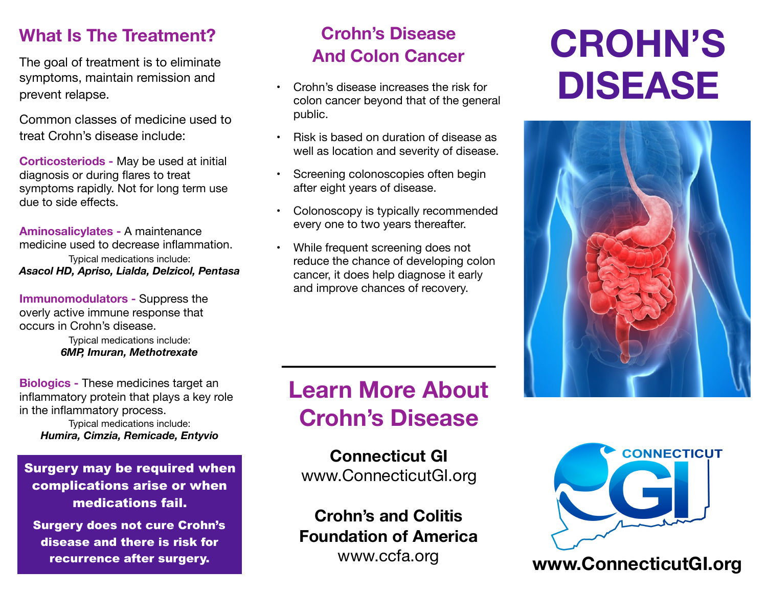## What Is The Treatment?

The goal of treatment is to eliminate symptoms, maintain remission and prevent relapse.

Common classes of medicine used to treat Crohn's disease include:

**Corticosteriods -** May be used at initial diagnosis or during flares to treat symptoms rapidly. Not for long term use due to side effects.

**Aminosalicylates -** A maintenance medicine used to decrease inflammation.

Typical medications include:
***Asacol HD, Apriso, Lialda, Delzicol, Pentasa***

**Immunomodulators -** Suppress the overly active immune response that occurs in Crohn's disease.

Typical medications include:
***6MP, Imuran, Methotrexate***

**Biologics -** These medicines target an inflammatory protein that plays a key role in the inflammatory process.

Typical medications include:
***Humira, Cimzia, Remicade, Entyvio***

**Surgery may be required when complications arise or when medications fail.**

**Surgery does not cure Crohn's disease and there is risk for recurrence after surgery.**

## Crohn's Disease And Colon Cancer

- Crohn's disease increases the risk for colon cancer beyond that of the general public.
- Risk is based on duration of disease as well as location and severity of disease.
- Screening colonoscopies often begin after eight years of disease.
- Colonoscopy is typically recommended every one to two years thereafter.
- While frequent screening does not reduce the chance of developing colon cancer, it does help diagnose it early and improve chances of recovery.

---

## Learn More About Crohn's Disease

**Connecticut GI**
www.ConnecticutGI.org

**Crohn's and Colitis Foundation of America**
www.ccfa.org

# CROHN'S DISEASE

CONNECTICUT GI

**www.ConnecticutGI.org**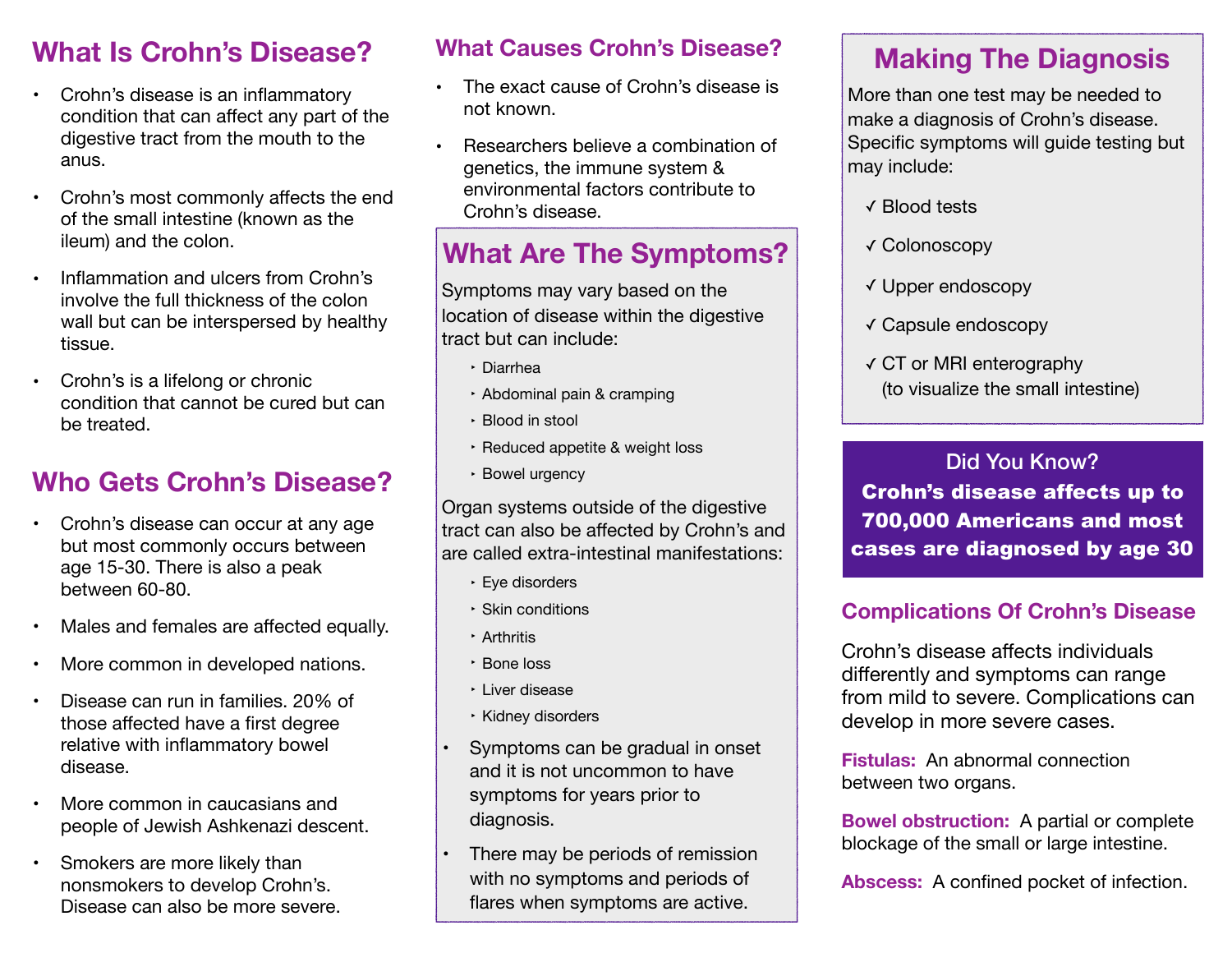## What Is Crohn's Disease?

- Crohn's disease is an inflammatory condition that can affect any part of the digestive tract from the mouth to the anus.
- Crohn's most commonly affects the end of the small intestine (known as the ileum) and the colon.
- Inflammation and ulcers from Crohn's involve the full thickness of the colon wall but can be interspersed by healthy tissue.
- Crohn's is a lifelong or chronic condition that cannot be cured but can be treated.

## Who Gets Crohn's Disease?

- Crohn's disease can occur at any age but most commonly occurs between age 15-30. There is also a peak between 60-80.
- Males and females are affected equally.
- More common in developed nations.
- Disease can run in families. 20% of those affected have a first degree relative with inflammatory bowel disease.
- More common in caucasians and people of Jewish Ashkenazi descent.
- Smokers are more likely than nonsmokers to develop Crohn's. Disease can also be more severe.

## What Causes Crohn's Disease?

- The exact cause of Crohn's disease is not known.
- Researchers believe a combination of genetics, the immune system & environmental factors contribute to Crohn's disease.

## What Are The Symptoms?

Symptoms may vary based on the location of disease within the digestive tract but can include:

- Diarrhea
- Abdominal pain & cramping
- Blood in stool
- Reduced appetite & weight loss
- Bowel urgency

Organ systems outside of the digestive tract can also be affected by Crohn's and are called extra-intestinal manifestations:

- Eye disorders
- Skin conditions
- Arthritis
- Bone loss
- Liver disease
- Kidney disorders

- Symptoms can be gradual in onset and it is not uncommon to have symptoms for years prior to diagnosis.
- There may be periods of remission with no symptoms and periods of flares when symptoms are active.

## Making The Diagnosis

More than one test may be needed to make a diagnosis of Crohn's disease. Specific symptoms will guide testing but may include:

- ✓ Blood tests
- ✓ Colonoscopy
- ✓ Upper endoscopy
- ✓ Capsule endoscopy
- ✓ CT or MRI enterography (to visualize the small intestine)

**Did You Know?**

**Crohn's disease affects up to 700,000 Americans and most cases are diagnosed by age 30**

## Complications Of Crohn's Disease

Crohn's disease affects individuals differently and symptoms can range from mild to severe. Complications can develop in more severe cases.

**Fistulas:** An abnormal connection between two organs.

**Bowel obstruction:** A partial or complete blockage of the small or large intestine.

**Abscess:** A confined pocket of infection.